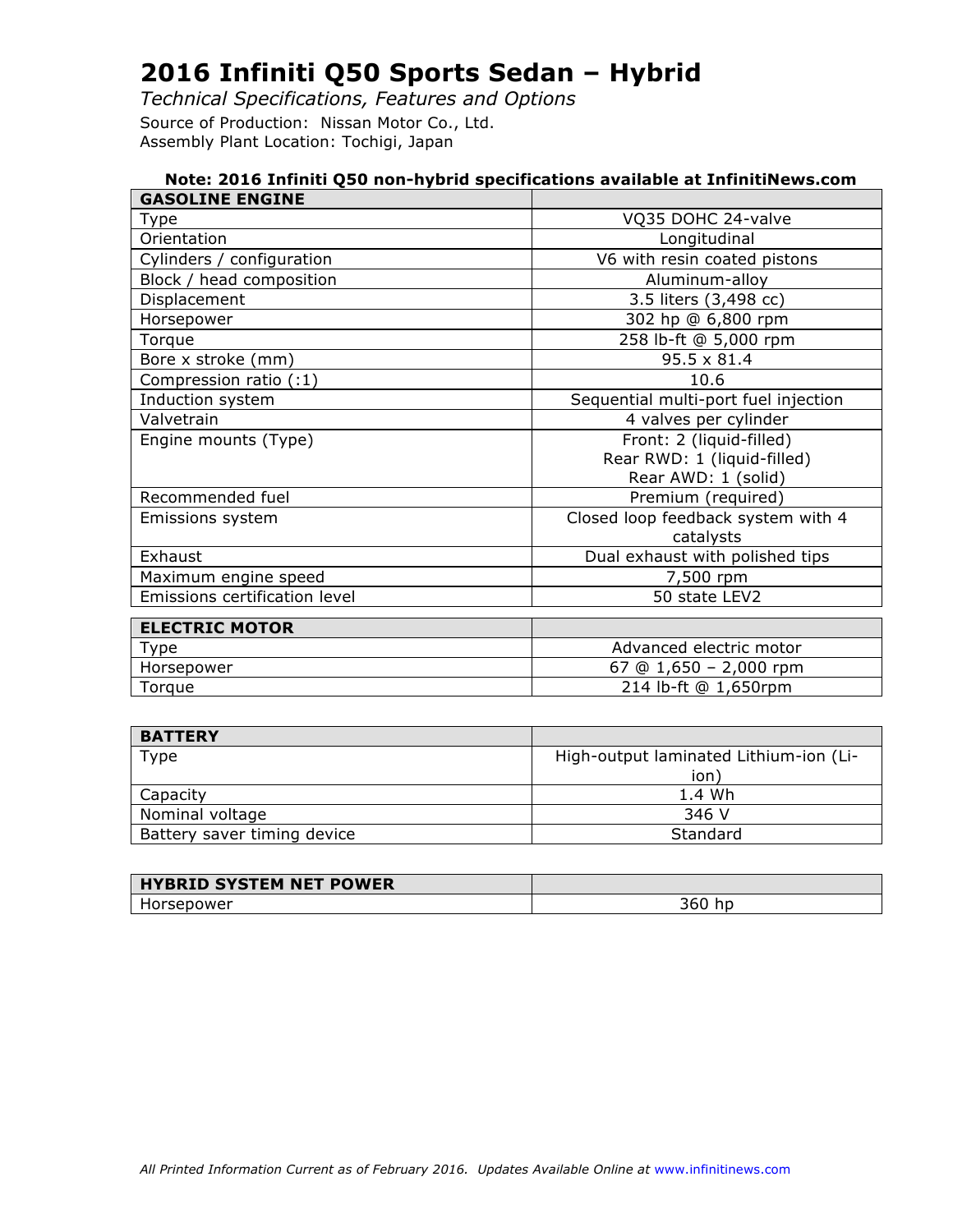# 2016 Infiniti Q50 Sports Sedan – Hybrid

*Technical Specifications, Features and Options*

Source of Production: Nissan Motor Co., Ltd.
Assembly Plant Location: Tochigi, Japan

**Note: 2016 Infiniti Q50 non-hybrid specifications available at InfinitiNews.com**

| GASOLINE ENGINE | |
|---|---|
| Type | VQ35 DOHC 24-valve |
| Orientation | Longitudinal |
| Cylinders / configuration | V6 with resin coated pistons |
| Block / head composition | Aluminum-alloy |
| Displacement | 3.5 liters (3,498 cc) |
| Horsepower | 302 hp @ 6,800 rpm |
| Torque | 258 lb-ft @ 5,000 rpm |
| Bore x stroke (mm) | 95.5 x 81.4 |
| Compression ratio (:1) | 10.6 |
| Induction system | Sequential multi-port fuel injection |
| Valvetrain | 4 valves per cylinder |
| Engine mounts (Type) | Front: 2 (liquid-filled)<br>Rear RWD: 1 (liquid-filled)<br>Rear AWD: 1 (solid) |
| Recommended fuel | Premium (required) |
| Emissions system | Closed loop feedback system with 4 catalysts |
| Exhaust | Dual exhaust with polished tips |
| Maximum engine speed | 7,500 rpm |
| Emissions certification level | 50 state LEV2 |

| ELECTRIC MOTOR | |
|---|---|
| Type | Advanced electric motor |
| Horsepower | 67 @ 1,650 – 2,000 rpm |
| Torque | 214 lb-ft @ 1,650rpm |

| BATTERY | |
|---|---|
| Type | High-output laminated Lithium-ion (Li-ion) |
| Capacity | 1.4 Wh |
| Nominal voltage | 346 V |
| Battery saver timing device | Standard |

| HYBRID SYSTEM NET POWER | |
|---|---|
| Horsepower | 360 hp |

*All Printed Information Current as of February 2016. Updates Available Online at www.infinitinews.com*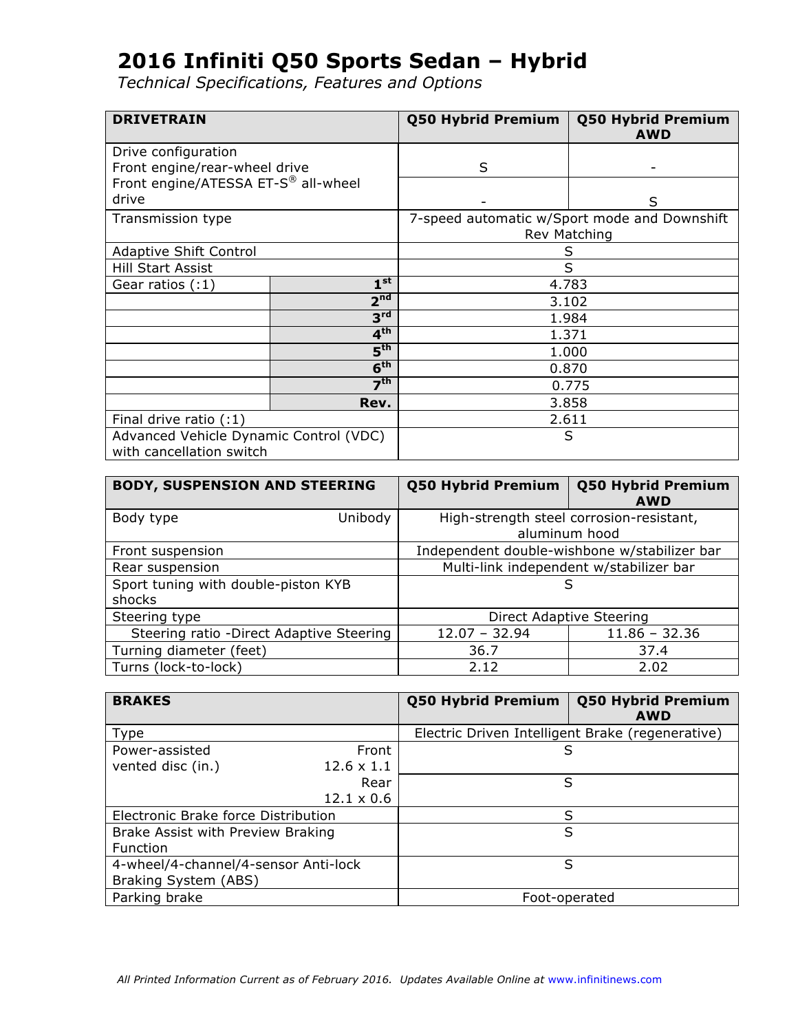# 2016 Infiniti Q50 Sports Sedan – Hybrid

*Technical Specifications, Features and Options*

| DRIVETRAIN | | Q50 Hybrid Premium | Q50 Hybrid Premium AWD |
|---|---|---|---|
| Drive configuration | | | |
| Front engine/rear-wheel drive | | S | - |
| Front engine/ATESSA ET-S® all-wheel drive | | - | S |
| Transmission type | | 7-speed automatic w/Sport mode and Downshift Rev Matching | |
| Adaptive Shift Control | | S | |
| Hill Start Assist | | S | |
| Gear ratios (:1) | 1st | 4.783 | |
| | 2nd | 3.102 | |
| | 3rd | 1.984 | |
| | 4th | 1.371 | |
| | 5th | 1.000 | |
| | 6th | 0.870 | |
| | 7th | 0.775 | |
| | Rev. | 3.858 | |
| Final drive ratio (:1) | | 2.611 | |
| Advanced Vehicle Dynamic Control (VDC) with cancellation switch | | S | |

| BODY, SUSPENSION AND STEERING | | Q50 Hybrid Premium | Q50 Hybrid Premium AWD |
|---|---|---|---|
| Body type | Unibody | High-strength steel corrosion-resistant, aluminum hood | |
| Front suspension | | Independent double-wishbone w/stabilizer bar | |
| Rear suspension | | Multi-link independent w/stabilizer bar | |
| Sport tuning with double-piston KYB shocks | | S | |
| Steering type | | Direct Adaptive Steering | |
| Steering ratio -Direct Adaptive Steering | | 12.07 – 32.94 | 11.86 – 32.36 |
| Turning diameter (feet) | | 36.7 | 37.4 |
| Turns (lock-to-lock) | | 2.12 | 2.02 |

| BRAKES | | Q50 Hybrid Premium | Q50 Hybrid Premium AWD |
|---|---|---|---|
| Type | | Electric Driven Intelligent Brake (regenerative) | |
| Power-assisted vented disc (in.) | Front 12.6 x 1.1 | S | |
| | Rear 12.1 x 0.6 | S | |
| Electronic Brake force Distribution | | S | |
| Brake Assist with Preview Braking Function | | S | |
| 4-wheel/4-channel/4-sensor Anti-lock Braking System (ABS) | | S | |
| Parking brake | | Foot-operated | |

*All Printed Information Current as of February 2016. Updates Available Online at www.infinitinews.com*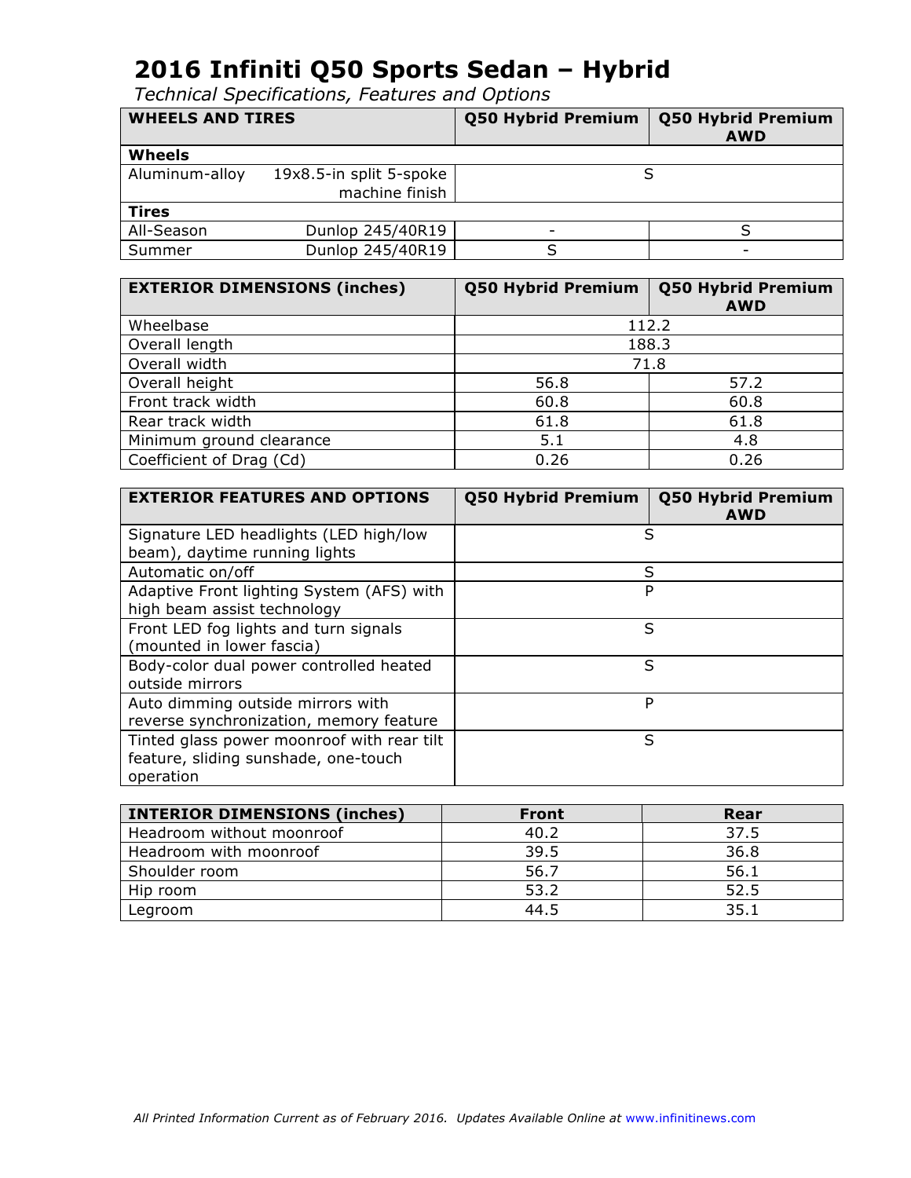# 2016 Infiniti Q50 Sports Sedan – Hybrid

*Technical Specifications, Features and Options*

| WHEELS AND TIRES | | Q50 Hybrid Premium | Q50 Hybrid Premium AWD |
|---|---|---|---|
| **Wheels** | | | |
| Aluminum-alloy | 19x8.5-in split 5-spoke machine finish | S | S |
| **Tires** | | | |
| All-Season | Dunlop 245/40R19 | - | S |
| Summer | Dunlop 245/40R19 | S | - |

| EXTERIOR DIMENSIONS (inches) | Q50 Hybrid Premium | Q50 Hybrid Premium AWD |
|---|---|---|
| Wheelbase | 112.2 | 112.2 |
| Overall length | 188.3 | 188.3 |
| Overall width | 71.8 | 71.8 |
| Overall height | 56.8 | 57.2 |
| Front track width | 60.8 | 60.8 |
| Rear track width | 61.8 | 61.8 |
| Minimum ground clearance | 5.1 | 4.8 |
| Coefficient of Drag (Cd) | 0.26 | 0.26 |

| EXTERIOR FEATURES AND OPTIONS | Q50 Hybrid Premium | Q50 Hybrid Premium AWD |
|---|---|---|
| Signature LED headlights (LED high/low beam), daytime running lights | S | S |
| Automatic on/off | S | S |
| Adaptive Front lighting System (AFS) with high beam assist technology | P | P |
| Front LED fog lights and turn signals (mounted in lower fascia) | S | S |
| Body-color dual power controlled heated outside mirrors | S | S |
| Auto dimming outside mirrors with reverse synchronization, memory feature | P | P |
| Tinted glass power moonroof with rear tilt feature, sliding sunshade, one-touch operation | S | S |

| INTERIOR DIMENSIONS (inches) | Front | Rear |
|---|---|---|
| Headroom without moonroof | 40.2 | 37.5 |
| Headroom with moonroof | 39.5 | 36.8 |
| Shoulder room | 56.7 | 56.1 |
| Hip room | 53.2 | 52.5 |
| Legroom | 44.5 | 35.1 |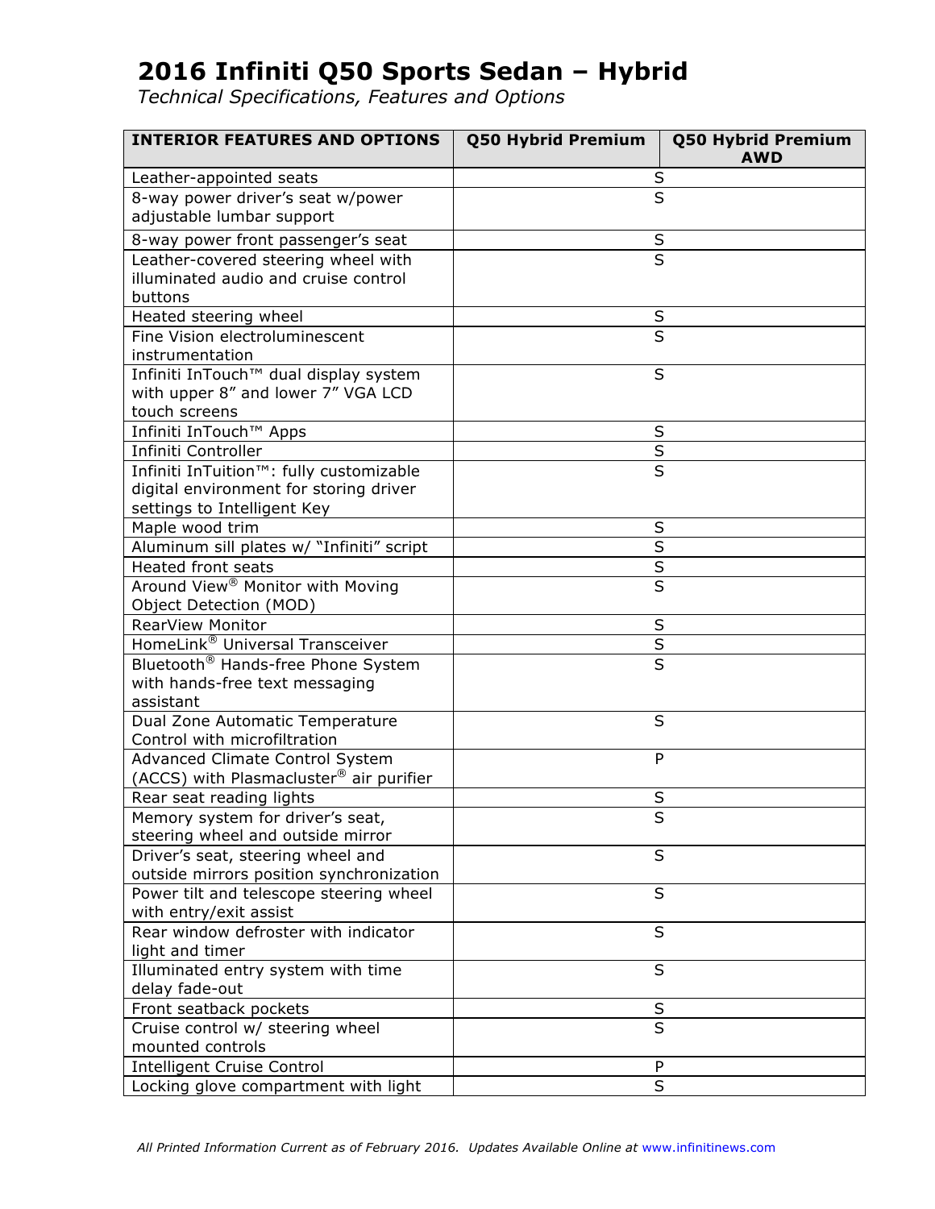# 2016 Infiniti Q50 Sports Sedan – Hybrid

*Technical Specifications, Features and Options*

| INTERIOR FEATURES AND OPTIONS | Q50 Hybrid Premium | Q50 Hybrid Premium AWD |
|---|---|---|
| Leather-appointed seats | S | |
| 8-way power driver's seat w/power adjustable lumbar support | S | |
| 8-way power front passenger's seat | S | |
| Leather-covered steering wheel with illuminated audio and cruise control buttons | S | |
| Heated steering wheel | S | |
| Fine Vision electroluminescent instrumentation | S | |
| Infiniti InTouch™ dual display system with upper 8" and lower 7" VGA LCD touch screens | S | |
| Infiniti InTouch™ Apps | S | |
| Infiniti Controller | S | |
| Infiniti InTuition™: fully customizable digital environment for storing driver settings to Intelligent Key | S | |
| Maple wood trim | S | |
| Aluminum sill plates w/ "Infiniti" script | S | |
| Heated front seats | S | |
| Around View® Monitor with Moving Object Detection (MOD) | S | |
| RearView Monitor | S | |
| HomeLink® Universal Transceiver | S | |
| Bluetooth® Hands-free Phone System with hands-free text messaging assistant | S | |
| Dual Zone Automatic Temperature Control with microfiltration | S | |
| Advanced Climate Control System (ACCS) with Plasmacluster® air purifier | P | |
| Rear seat reading lights | S | |
| Memory system for driver's seat, steering wheel and outside mirror | S | |
| Driver's seat, steering wheel and outside mirrors position synchronization | S | |
| Power tilt and telescope steering wheel with entry/exit assist | S | |
| Rear window defroster with indicator light and timer | S | |
| Illuminated entry system with time delay fade-out | S | |
| Front seatback pockets | S | |
| Cruise control w/ steering wheel mounted controls | S | |
| Intelligent Cruise Control | P | |
| Locking glove compartment with light | S | |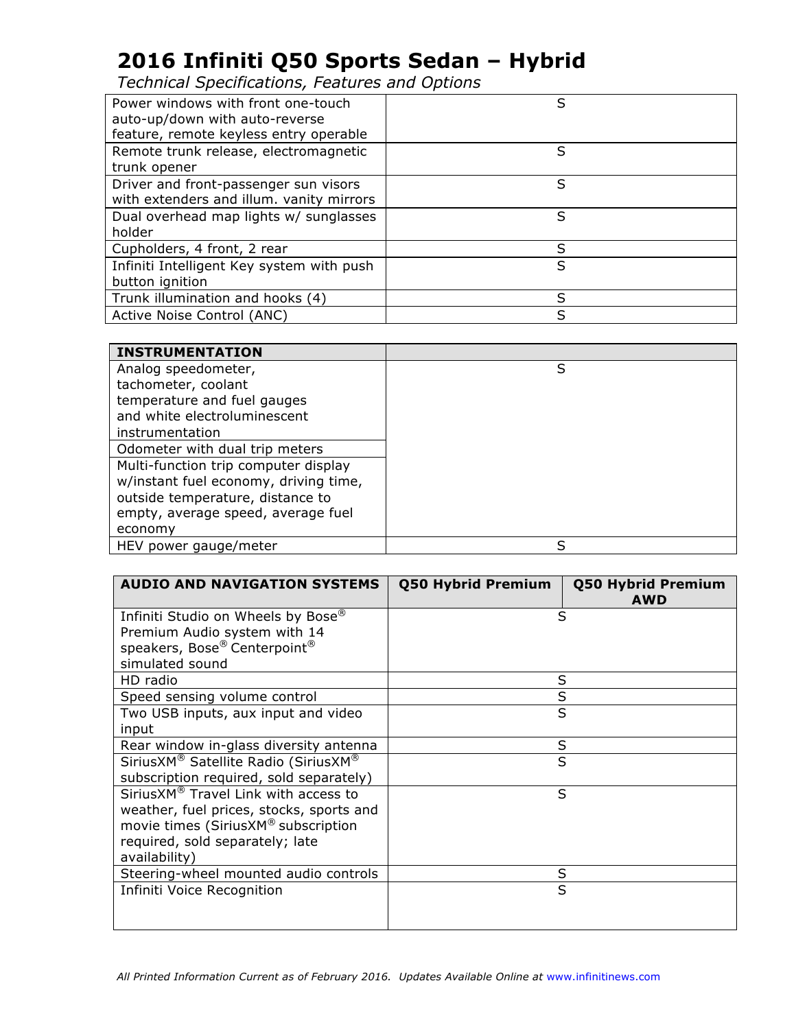# 2016 Infiniti Q50 Sports Sedan – Hybrid

*Technical Specifications, Features and Options*

| | |
|---|---|
| Power windows with front one-touch auto-up/down with auto-reverse feature, remote keyless entry operable | S |
| Remote trunk release, electromagnetic trunk opener | S |
| Driver and front-passenger sun visors with extenders and illum. vanity mirrors | S |
| Dual overhead map lights w/ sunglasses holder | S |
| Cupholders, 4 front, 2 rear | S |
| Infiniti Intelligent Key system with push button ignition | S |
| Trunk illumination and hooks (4) | S |
| Active Noise Control (ANC) | S |

| INSTRUMENTATION | |
|---|---|
| Analog speedometer, tachometer, coolant temperature and fuel gauges and white electroluminescent instrumentation | S |
| Odometer with dual trip meters | |
| Multi-function trip computer display w/instant fuel economy, driving time, outside temperature, distance to empty, average speed, average fuel economy | |
| HEV power gauge/meter | S |

| AUDIO AND NAVIGATION SYSTEMS | Q50 Hybrid Premium | Q50 Hybrid Premium AWD |
|---|---|---|
| Infiniti Studio on Wheels by Bose® Premium Audio system with 14 speakers, Bose® Centerpoint® simulated sound | S | |
| HD radio | S | |
| Speed sensing volume control | S | |
| Two USB inputs, aux input and video input | S | |
| Rear window in-glass diversity antenna | S | |
| SiriusXM® Satellite Radio (SiriusXM® subscription required, sold separately) | S | |
| SiriusXM® Travel Link with access to weather, fuel prices, stocks, sports and movie times (SiriusXM® subscription required, sold separately; late availability) | S | |
| Steering-wheel mounted audio controls | S | |
| Infiniti Voice Recognition | S | |

*All Printed Information Current as of February 2016. Updates Available Online at www.infinitinews.com*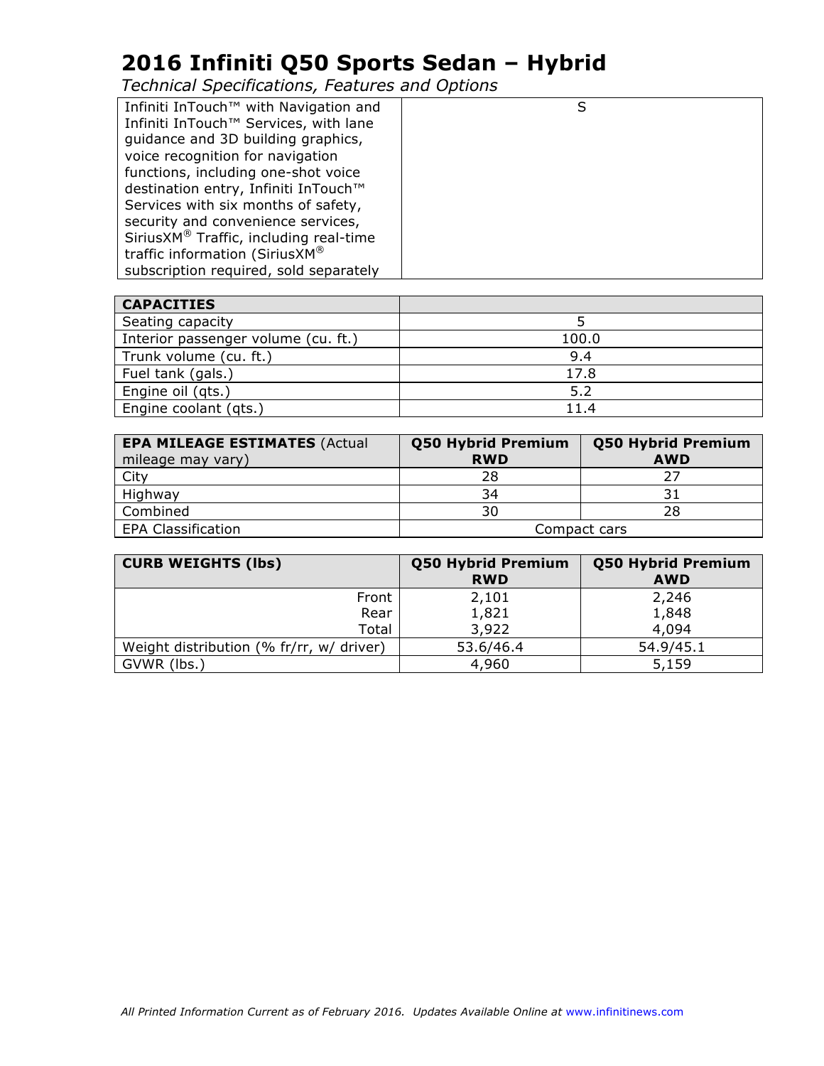# 2016 Infiniti Q50 Sports Sedan – Hybrid

*Technical Specifications, Features and Options*

| | |
|---|---|
| Infiniti InTouch™ with Navigation and Infiniti InTouch™ Services, with lane guidance and 3D building graphics, voice recognition for navigation functions, including one-shot voice destination entry, Infiniti InTouch™ Services with six months of safety, security and convenience services, SiriusXM® Traffic, including real-time traffic information (SiriusXM® subscription required, sold separately | S |

| **CAPACITIES** | |
|---|---|
| Seating capacity | 5 |
| Interior passenger volume (cu. ft.) | 100.0 |
| Trunk volume (cu. ft.) | 9.4 |
| Fuel tank (gals.) | 17.8 |
| Engine oil (qts.) | 5.2 |
| Engine coolant (qts.) | 11.4 |

| **EPA MILEAGE ESTIMATES** (Actual mileage may vary) | **Q50 Hybrid Premium RWD** | **Q50 Hybrid Premium AWD** |
|---|---|---|
| City | 28 | 27 |
| Highway | 34 | 31 |
| Combined | 30 | 28 |
| EPA Classification | Compact cars | |

| **CURB WEIGHTS (lbs)** | **Q50 Hybrid Premium RWD** | **Q50 Hybrid Premium AWD** |
|---|---|---|
| Front | 2,101 | 2,246 |
| Rear | 1,821 | 1,848 |
| Total | 3,922 | 4,094 |
| Weight distribution (% fr/rr, w/ driver) | 53.6/46.4 | 54.9/45.1 |
| GVWR (lbs.) | 4,960 | 5,159 |

*All Printed Information Current as of February 2016. Updates Available Online at www.infinitinews.com*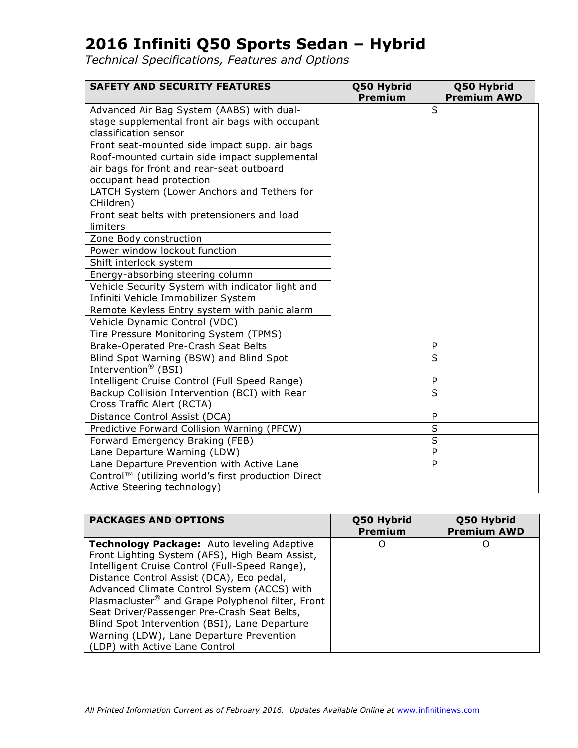# 2016 Infiniti Q50 Sports Sedan – Hybrid

*Technical Specifications, Features and Options*

| SAFETY AND SECURITY FEATURES | Q50 Hybrid Premium | Q50 Hybrid Premium AWD |
|---|---|---|
| Advanced Air Bag System (AABS) with dual-stage supplemental front air bags with occupant classification sensor | S | |
| Front seat-mounted side impact supp. air bags | | |
| Roof-mounted curtain side impact supplemental air bags for front and rear-seat outboard occupant head protection | | |
| LATCH System (Lower Anchors and Tethers for CHildren) | | |
| Front seat belts with pretensioners and load limiters | | |
| Zone Body construction | | |
| Power window lockout function | | |
| Shift interlock system | | |
| Energy-absorbing steering column | | |
| Vehicle Security System with indicator light and Infiniti Vehicle Immobilizer System | | |
| Remote Keyless Entry system with panic alarm | | |
| Vehicle Dynamic Control (VDC) | | |
| Tire Pressure Monitoring System (TPMS) | | |
| Brake-Operated Pre-Crash Seat Belts | P | |
| Blind Spot Warning (BSW) and Blind Spot Intervention® (BSI) | S | |
| Intelligent Cruise Control (Full Speed Range) | P | |
| Backup Collision Intervention (BCI) with Rear Cross Traffic Alert (RCTA) | S | |
| Distance Control Assist (DCA) | P | |
| Predictive Forward Collision Warning (PFCW) | S | |
| Forward Emergency Braking (FEB) | S | |
| Lane Departure Warning (LDW) | P | |
| Lane Departure Prevention with Active Lane Control™ (utilizing world's first production Direct Active Steering technology) | P | |

| PACKAGES AND OPTIONS | Q50 Hybrid Premium | Q50 Hybrid Premium AWD |
|---|---|---|
| **Technology Package:** Auto leveling Adaptive Front Lighting System (AFS), High Beam Assist, Intelligent Cruise Control (Full-Speed Range), Distance Control Assist (DCA), Eco pedal, Advanced Climate Control System (ACCS) with Plasmacluster® and Grape Polyphenol filter, Front Seat Driver/Passenger Pre-Crash Seat Belts, Blind Spot Intervention (BSI), Lane Departure Warning (LDW), Lane Departure Prevention (LDP) with Active Lane Control | O | O |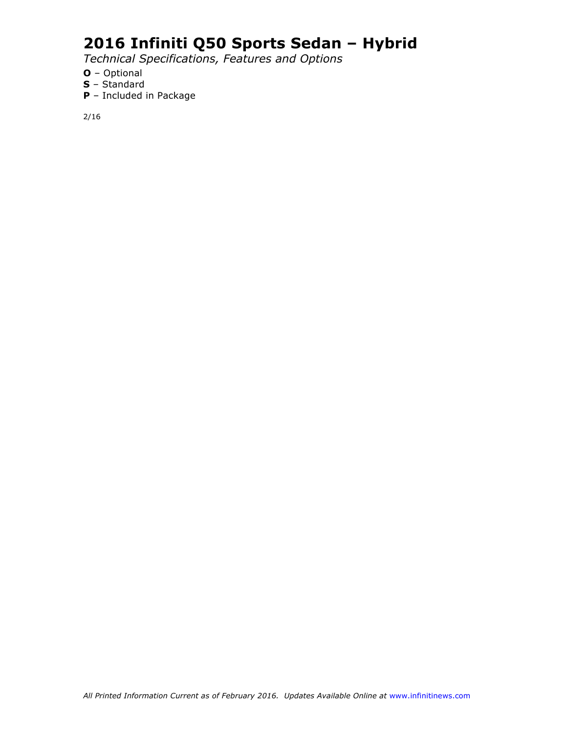# 2016 Infiniti Q50 Sports Sedan – Hybrid

*Technical Specifications, Features and Options*

**O** – Optional
**S** – Standard
**P** – Included in Package

2/16

*All Printed Information Current as of February 2016. Updates Available Online at* www.infinitinews.com